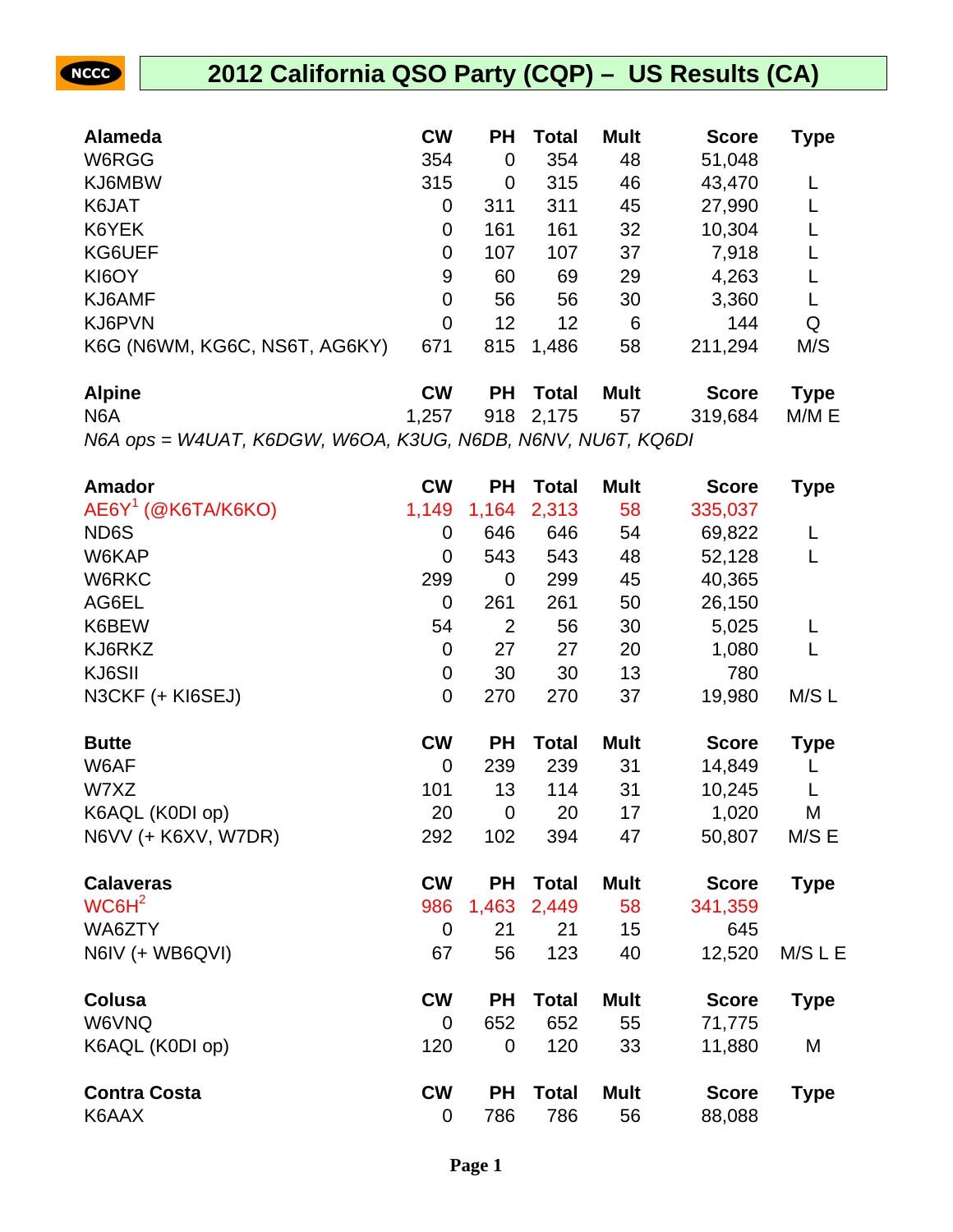# 2012 California QSO Party (CQP) – US Results (CA)

| Alameda | CW | PH | Total | Mult | Score | Type |
|---|---|---|---|---|---|---|
| W6RGG | 354 | 0 | 354 | 48 | 51,048 | |
| KJ6MBW | 315 | 0 | 315 | 46 | 43,470 | L |
| K6JAT | 0 | 311 | 311 | 45 | 27,990 | L |
| K6YEK | 0 | 161 | 161 | 32 | 10,304 | L |
| KG6UEF | 0 | 107 | 107 | 37 | 7,918 | L |
| KI6OY | 9 | 60 | 69 | 29 | 4,263 | L |
| KJ6AMF | 0 | 56 | 56 | 30 | 3,360 | L |
| KJ6PVN | 0 | 12 | 12 | 6 | 144 | Q |
| K6G (N6WM, KG6C, NS6T, AG6KY) | 671 | 815 | 1,486 | 58 | 211,294 | M/S |

| Alpine | CW | PH | Total | Mult | Score | Type |
|---|---|---|---|---|---|---|
| N6A | 1,257 | 918 | 2,175 | 57 | 319,684 | M/M E |

*N6A ops = W4UAT, K6DGW, W6OA, K3UG, N6DB, N6NV, NU6T, KQ6DI*

| Amador | CW | PH | Total | Mult | Score | Type |
|---|---|---|---|---|---|---|
| AE6Y[1] (@K6TA/K6KO) | 1,149 | 1,164 | 2,313 | 58 | 335,037 | |
| ND6S | 0 | 646 | 646 | 54 | 69,822 | L |
| W6KAP | 0 | 543 | 543 | 48 | 52,128 | L |
| W6RKC | 299 | 0 | 299 | 45 | 40,365 | |
| AG6EL | 0 | 261 | 261 | 50 | 26,150 | |
| K6BEW | 54 | 2 | 56 | 30 | 5,025 | L |
| KJ6RKZ | 0 | 27 | 27 | 20 | 1,080 | L |
| KJ6SII | 0 | 30 | 30 | 13 | 780 | |
| N3CKF (+ KI6SEJ) | 0 | 270 | 270 | 37 | 19,980 | M/S L |

| Butte | CW | PH | Total | Mult | Score | Type |
|---|---|---|---|---|---|---|
| W6AF | 0 | 239 | 239 | 31 | 14,849 | L |
| W7XZ | 101 | 13 | 114 | 31 | 10,245 | L |
| K6AQL (K0DI op) | 20 | 0 | 20 | 17 | 1,020 | M |
| N6VV (+ K6XV, W7DR) | 292 | 102 | 394 | 47 | 50,807 | M/S E |

| Calaveras | CW | PH | Total | Mult | Score | Type |
|---|---|---|---|---|---|---|
| WC6H[2] | 986 | 1,463 | 2,449 | 58 | 341,359 | |
| WA6ZTY | 0 | 21 | 21 | 15 | 645 | |
| N6IV (+ WB6QVI) | 67 | 56 | 123 | 40 | 12,520 | M/S L E |

| Colusa | CW | PH | Total | Mult | Score | Type |
|---|---|---|---|---|---|---|
| W6VNQ | 0 | 652 | 652 | 55 | 71,775 | |
| K6AQL (K0DI op) | 120 | 0 | 120 | 33 | 11,880 | M |

| Contra Costa | CW | PH | Total | Mult | Score | Type |
|---|---|---|---|---|---|---|
| K6AAX | 0 | 786 | 786 | 56 | 88,088 | |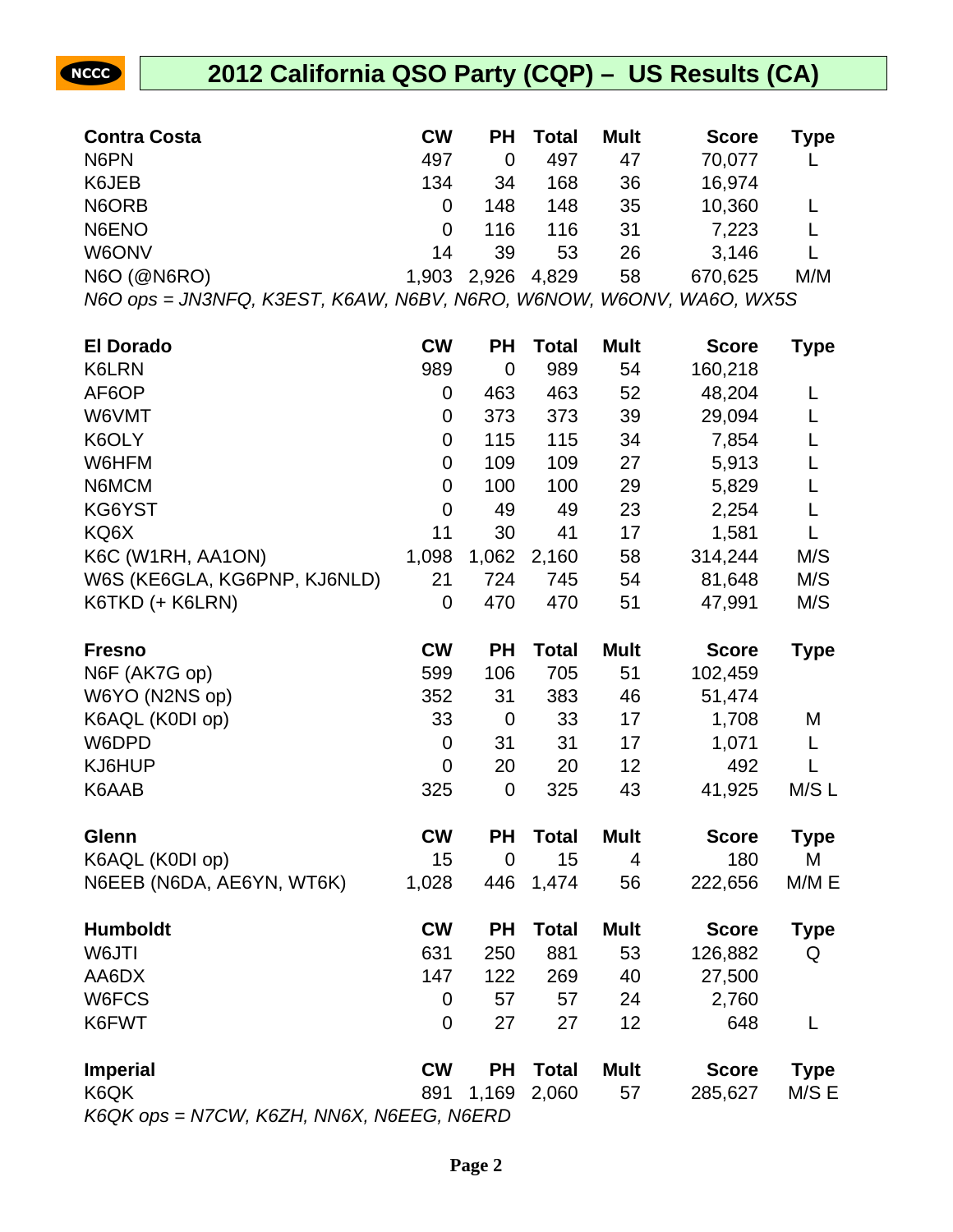## 2012 California QSO Party (CQP) – US Results (CA)

| Contra Costa | CW | PH | Total | Mult | Score | Type |
|---|---|---|---|---|---|---|
| N6PN | 497 | 0 | 497 | 47 | 70,077 | L |
| K6JEB | 134 | 34 | 168 | 36 | 16,974 | |
| N6ORB | 0 | 148 | 148 | 35 | 10,360 | L |
| N6ENO | 0 | 116 | 116 | 31 | 7,223 | L |
| W6ONV | 14 | 39 | 53 | 26 | 3,146 | L |
| N6O (@N6RO) | 1,903 | 2,926 | 4,829 | 58 | 670,625 | M/M |

*N6O ops = JN3NFQ, K3EST, K6AW, N6BV, N6RO, W6NOW, W6ONV, WA6O, WX5S*

| El Dorado | CW | PH | Total | Mult | Score | Type |
|---|---|---|---|---|---|---|
| K6LRN | 989 | 0 | 989 | 54 | 160,218 | |
| AF6OP | 0 | 463 | 463 | 52 | 48,204 | L |
| W6VMT | 0 | 373 | 373 | 39 | 29,094 | L |
| K6OLY | 0 | 115 | 115 | 34 | 7,854 | L |
| W6HFM | 0 | 109 | 109 | 27 | 5,913 | L |
| N6MCM | 0 | 100 | 100 | 29 | 5,829 | L |
| KG6YST | 0 | 49 | 49 | 23 | 2,254 | L |
| KQ6X | 11 | 30 | 41 | 17 | 1,581 | L |
| K6C (W1RH, AA1ON) | 1,098 | 1,062 | 2,160 | 58 | 314,244 | M/S |
| W6S (KE6GLA, KG6PNP, KJ6NLD) | 21 | 724 | 745 | 54 | 81,648 | M/S |
| K6TKD (+ K6LRN) | 0 | 470 | 470 | 51 | 47,991 | M/S |

| Fresno | CW | PH | Total | Mult | Score | Type |
|---|---|---|---|---|---|---|
| N6F (AK7G op) | 599 | 106 | 705 | 51 | 102,459 | |
| W6YO (N2NS op) | 352 | 31 | 383 | 46 | 51,474 | |
| K6AQL (K0DI op) | 33 | 0 | 33 | 17 | 1,708 | M |
| W6DPD | 0 | 31 | 31 | 17 | 1,071 | L |
| KJ6HUP | 0 | 20 | 20 | 12 | 492 | L |
| K6AAB | 325 | 0 | 325 | 43 | 41,925 | M/S L |

| Glenn | CW | PH | Total | Mult | Score | Type |
|---|---|---|---|---|---|---|
| K6AQL (K0DI op) | 15 | 0 | 15 | 4 | 180 | M |
| N6EEB (N6DA, AE6YN, WT6K) | 1,028 | 446 | 1,474 | 56 | 222,656 | M/M E |

| Humboldt | CW | PH | Total | Mult | Score | Type |
|---|---|---|---|---|---|---|
| W6JTI | 631 | 250 | 881 | 53 | 126,882 | Q |
| AA6DX | 147 | 122 | 269 | 40 | 27,500 | |
| W6FCS | 0 | 57 | 57 | 24 | 2,760 | |
| K6FWT | 0 | 27 | 27 | 12 | 648 | L |

| Imperial | CW | PH | Total | Mult | Score | Type |
|---|---|---|---|---|---|---|
| K6QK | 891 | 1,169 | 2,060 | 57 | 285,627 | M/S E |

*K6QK ops = N7CW, K6ZH, NN6X, N6EEG, N6ERD*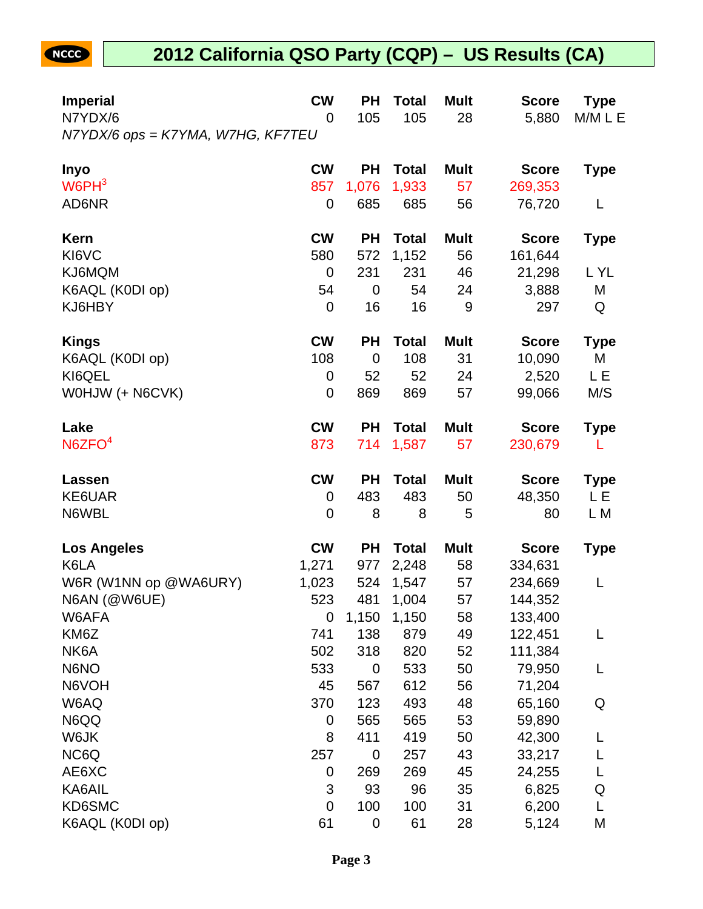## 2012 California QSO Party (CQP) – US Results (CA)

| Imperial | CW | PH | Total | Mult | Score | Type |
|---|---|---|---|---|---|---|
| N7YDX/6 | 0 | 105 | 105 | 28 | 5,880 | M/M L E |

*N7YDX/6 ops = K7YMA, W7HG, KF7TEU*

| Inyo | CW | PH | Total | Mult | Score | Type |
|---|---|---|---|---|---|---|
| W6PH[3] | 857 | 1,076 | 1,933 | 57 | 269,353 | |
| AD6NR | 0 | 685 | 685 | 56 | 76,720 | L |

| Kern | CW | PH | Total | Mult | Score | Type |
|---|---|---|---|---|---|---|
| KI6VC | 580 | 572 | 1,152 | 56 | 161,644 | |
| KJ6MQM | 0 | 231 | 231 | 46 | 21,298 | L YL |
| K6AQL (K0DI op) | 54 | 0 | 54 | 24 | 3,888 | M |
| KJ6HBY | 0 | 16 | 16 | 9 | 297 | Q |

| Kings | CW | PH | Total | Mult | Score | Type |
|---|---|---|---|---|---|---|
| K6AQL (K0DI op) | 108 | 0 | 108 | 31 | 10,090 | M |
| KI6QEL | 0 | 52 | 52 | 24 | 2,520 | L E |
| W0HJW (+ N6CVK) | 0 | 869 | 869 | 57 | 99,066 | M/S |

| Lake | CW | PH | Total | Mult | Score | Type |
|---|---|---|---|---|---|---|
| N6ZFO[4] | 873 | 714 | 1,587 | 57 | 230,679 | L |

| Lassen | CW | PH | Total | Mult | Score | Type |
|---|---|---|---|---|---|---|
| KE6UAR | 0 | 483 | 483 | 50 | 48,350 | L E |
| N6WBL | 0 | 8 | 8 | 5 | 80 | L M |

| Los Angeles | CW | PH | Total | Mult | Score | Type |
|---|---|---|---|---|---|---|
| K6LA | 1,271 | 977 | 2,248 | 58 | 334,631 | |
| W6R (W1NN op @WA6URY) | 1,023 | 524 | 1,547 | 57 | 234,669 | L |
| N6AN (@W6UE) | 523 | 481 | 1,004 | 57 | 144,352 | |
| W6AFA | 0 | 1,150 | 1,150 | 58 | 133,400 | |
| KM6Z | 741 | 138 | 879 | 49 | 122,451 | L |
| NK6A | 502 | 318 | 820 | 52 | 111,384 | |
| N6NO | 533 | 0 | 533 | 50 | 79,950 | L |
| N6VOH | 45 | 567 | 612 | 56 | 71,204 | |
| W6AQ | 370 | 123 | 493 | 48 | 65,160 | Q |
| N6QQ | 0 | 565 | 565 | 53 | 59,890 | |
| W6JK | 8 | 411 | 419 | 50 | 42,300 | L |
| NC6Q | 257 | 0 | 257 | 43 | 33,217 | L |
| AE6XC | 0 | 269 | 269 | 45 | 24,255 | L |
| KA6AIL | 3 | 93 | 96 | 35 | 6,825 | Q |
| KD6SMC | 0 | 100 | 100 | 31 | 6,200 | L |
| K6AQL (K0DI op) | 61 | 0 | 61 | 28 | 5,124 | M |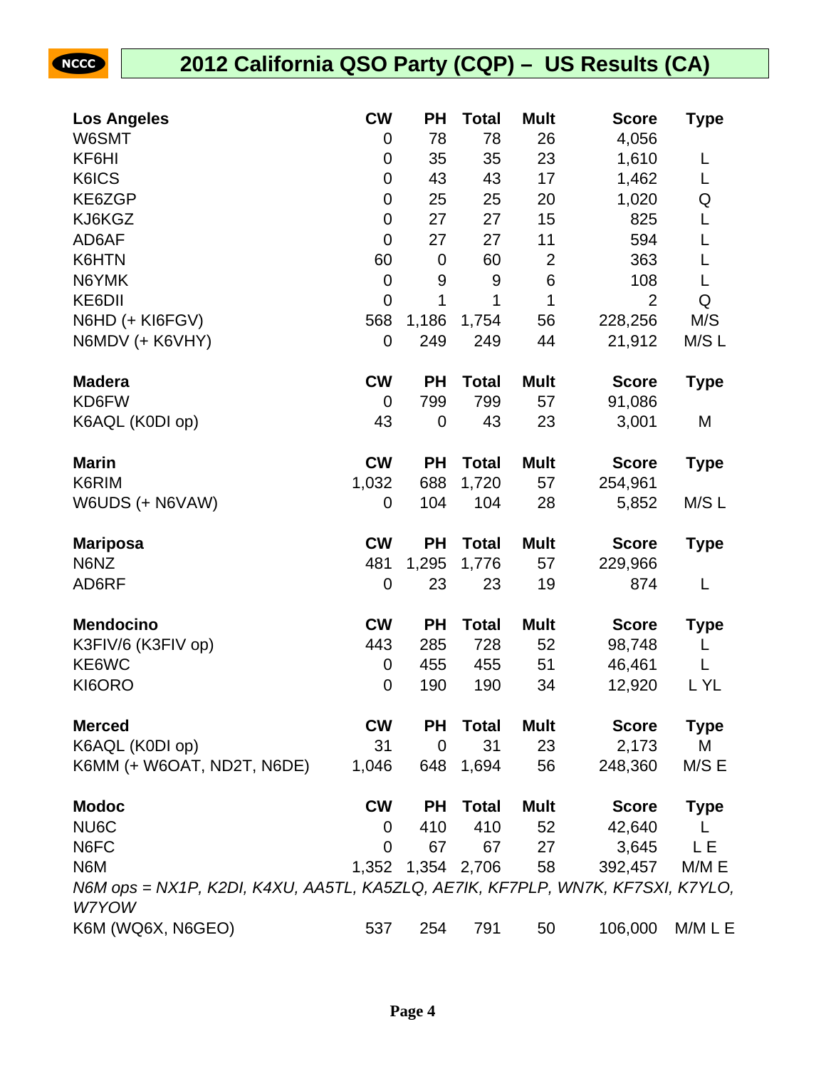# 2012 California QSO Party (CQP) – US Results (CA)

| Los Angeles | CW | PH | Total | Mult | Score | Type |
|---|---|---|---|---|---|---|
| W6SMT | 0 | 78 | 78 | 26 | 4,056 | |
| KF6HI | 0 | 35 | 35 | 23 | 1,610 | L |
| K6ICS | 0 | 43 | 43 | 17 | 1,462 | L |
| KE6ZGP | 0 | 25 | 25 | 20 | 1,020 | Q |
| KJ6KGZ | 0 | 27 | 27 | 15 | 825 | L |
| AD6AF | 0 | 27 | 27 | 11 | 594 | L |
| K6HTN | 60 | 0 | 60 | 2 | 363 | L |
| N6YMK | 0 | 9 | 9 | 6 | 108 | L |
| KE6DII | 0 | 1 | 1 | 1 | 2 | Q |
| N6HD (+ KI6FGV) | 568 | 1,186 | 1,754 | 56 | 228,256 | M/S |
| N6MDV (+ K6VHY) | 0 | 249 | 249 | 44 | 21,912 | M/S L |

| Madera | CW | PH | Total | Mult | Score | Type |
|---|---|---|---|---|---|---|
| KD6FW | 0 | 799 | 799 | 57 | 91,086 | |
| K6AQL (K0DI op) | 43 | 0 | 43 | 23 | 3,001 | M |

| Marin | CW | PH | Total | Mult | Score | Type |
|---|---|---|---|---|---|---|
| K6RIM | 1,032 | 688 | 1,720 | 57 | 254,961 | |
| W6UDS (+ N6VAW) | 0 | 104 | 104 | 28 | 5,852 | M/S L |

| Mariposa | CW | PH | Total | Mult | Score | Type |
|---|---|---|---|---|---|---|
| N6NZ | 481 | 1,295 | 1,776 | 57 | 229,966 | |
| AD6RF | 0 | 23 | 23 | 19 | 874 | L |

| Mendocino | CW | PH | Total | Mult | Score | Type |
|---|---|---|---|---|---|---|
| K3FIV/6 (K3FIV op) | 443 | 285 | 728 | 52 | 98,748 | L |
| KE6WC | 0 | 455 | 455 | 51 | 46,461 | L |
| KI6ORO | 0 | 190 | 190 | 34 | 12,920 | L YL |

| Merced | CW | PH | Total | Mult | Score | Type |
|---|---|---|---|---|---|---|
| K6AQL (K0DI op) | 31 | 0 | 31 | 23 | 2,173 | M |
| K6MM (+ W6OAT, ND2T, N6DE) | 1,046 | 648 | 1,694 | 56 | 248,360 | M/S E |

| Modoc | CW | PH | Total | Mult | Score | Type |
|---|---|---|---|---|---|---|
| NU6C | 0 | 410 | 410 | 52 | 42,640 | L |
| N6FC | 0 | 67 | 67 | 27 | 3,645 | L E |
| N6M | 1,352 | 1,354 | 2,706 | 58 | 392,457 | M/M E |
| *N6M ops = NX1P, K2DI, K4XU, AA5TL, KA5ZLQ, AE7IK, KF7PLP, WN7K, KF7SXI, K7YLO, W7YOW* | | | | | | |
| K6M (WQ6X, N6GEO) | 537 | 254 | 791 | 50 | 106,000 | M/M L E |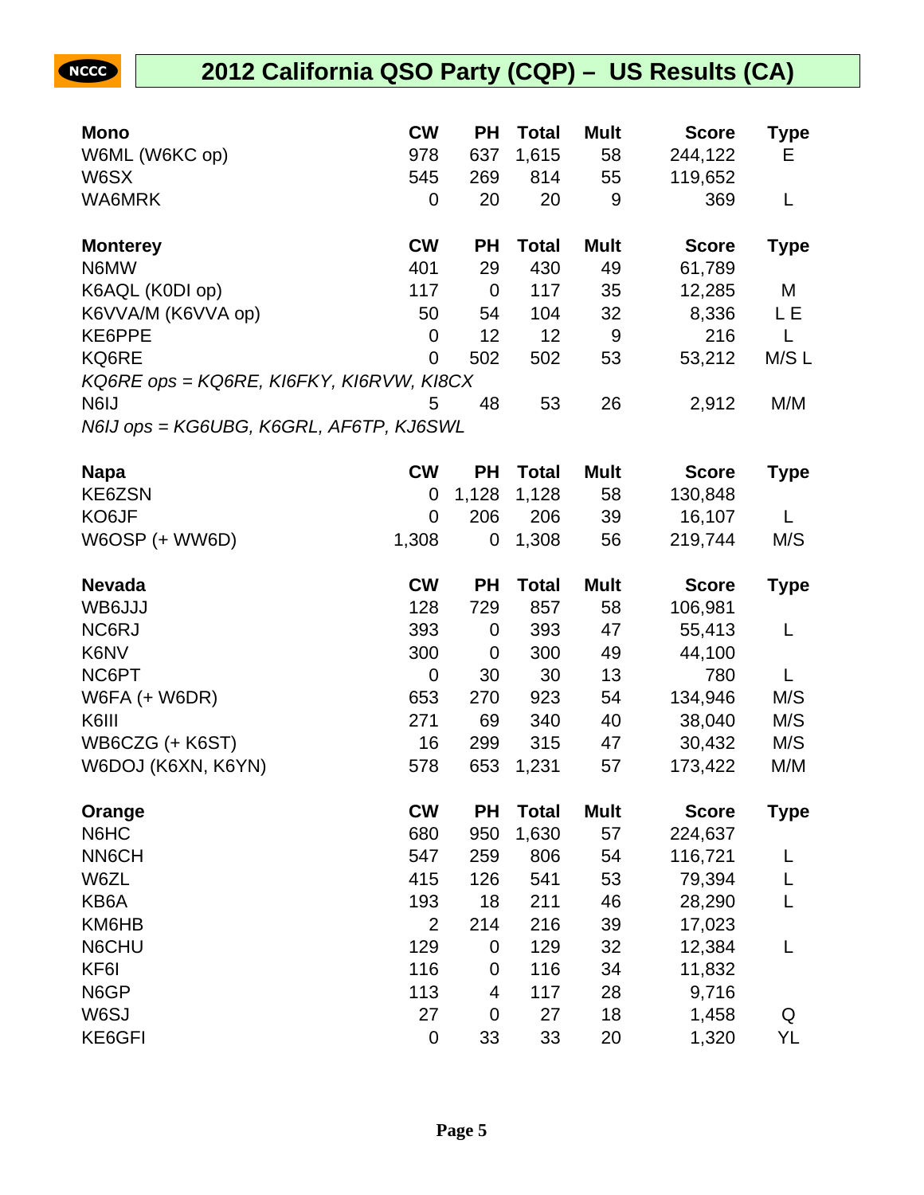## 2012 California QSO Party (CQP) – US Results (CA)

| Mono | CW | PH | Total | Mult | Score | Type |
|---|---|---|---|---|---|---|
| W6ML (W6KC op) | 978 | 637 | 1,615 | 58 | 244,122 | E |
| W6SX | 545 | 269 | 814 | 55 | 119,652 | |
| WA6MRK | 0 | 20 | 20 | 9 | 369 | L |

| Monterey | CW | PH | Total | Mult | Score | Type |
|---|---|---|---|---|---|---|
| N6MW | 401 | 29 | 430 | 49 | 61,789 | |
| K6AQL (K0DI op) | 117 | 0 | 117 | 35 | 12,285 | M |
| K6VVA/M (K6VVA op) | 50 | 54 | 104 | 32 | 8,336 | L E |
| KE6PPE | 0 | 12 | 12 | 9 | 216 | L |
| KQ6RE | 0 | 502 | 502 | 53 | 53,212 | M/S L |
| *KQ6RE ops = KQ6RE, KI6FKY, KI6RVW, KI8CX* | | | | | | |
| N6IJ | 5 | 48 | 53 | 26 | 2,912 | M/M |
| *N6IJ ops = KG6UBG, K6GRL, AF6TP, KJ6SWL* | | | | | | |

| Napa | CW | PH | Total | Mult | Score | Type |
|---|---|---|---|---|---|---|
| KE6ZSN | 0 | 1,128 | 1,128 | 58 | 130,848 | |
| KO6JF | 0 | 206 | 206 | 39 | 16,107 | L |
| W6OSP (+ WW6D) | 1,308 | 0 | 1,308 | 56 | 219,744 | M/S |

| Nevada | CW | PH | Total | Mult | Score | Type |
|---|---|---|---|---|---|---|
| WB6JJJ | 128 | 729 | 857 | 58 | 106,981 | |
| NC6RJ | 393 | 0 | 393 | 47 | 55,413 | L |
| K6NV | 300 | 0 | 300 | 49 | 44,100 | |
| NC6PT | 0 | 30 | 30 | 13 | 780 | L |
| W6FA (+ W6DR) | 653 | 270 | 923 | 54 | 134,946 | M/S |
| K6III | 271 | 69 | 340 | 40 | 38,040 | M/S |
| WB6CZG (+ K6ST) | 16 | 299 | 315 | 47 | 30,432 | M/S |
| W6DOJ (K6XN, K6YN) | 578 | 653 | 1,231 | 57 | 173,422 | M/M |

| Orange | CW | PH | Total | Mult | Score | Type |
|---|---|---|---|---|---|---|
| N6HC | 680 | 950 | 1,630 | 57 | 224,637 | |
| NN6CH | 547 | 259 | 806 | 54 | 116,721 | L |
| W6ZL | 415 | 126 | 541 | 53 | 79,394 | L |
| KB6A | 193 | 18 | 211 | 46 | 28,290 | L |
| KM6HB | 2 | 214 | 216 | 39 | 17,023 | |
| N6CHU | 129 | 0 | 129 | 32 | 12,384 | L |
| KF6I | 116 | 0 | 116 | 34 | 11,832 | |
| N6GP | 113 | 4 | 117 | 28 | 9,716 | |
| W6SJ | 27 | 0 | 27 | 18 | 1,458 | Q |
| KE6GFI | 0 | 33 | 33 | 20 | 1,320 | YL |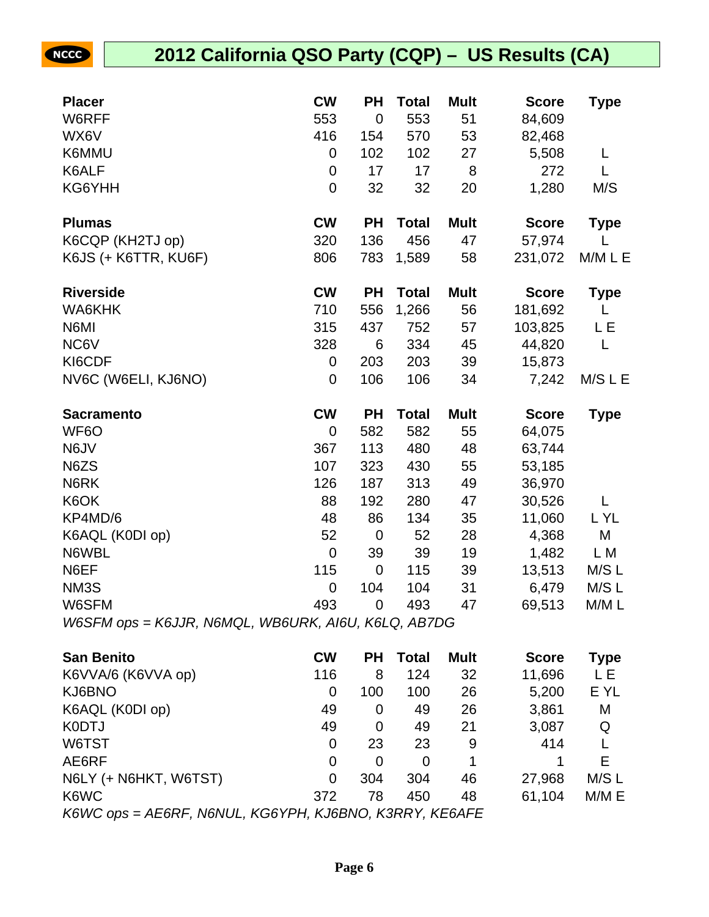## 2012 California QSO Party (CQP) – US Results (CA)

| Placer | CW | PH | Total | Mult | Score | Type |
|---|---|---|---|---|---|---|
| W6RFF | 553 | 0 | 553 | 51 | 84,609 | |
| WX6V | 416 | 154 | 570 | 53 | 82,468 | |
| K6MMU | 0 | 102 | 102 | 27 | 5,508 | L |
| K6ALF | 0 | 17 | 17 | 8 | 272 | L |
| KG6YHH | 0 | 32 | 32 | 20 | 1,280 | M/S |

| Plumas | CW | PH | Total | Mult | Score | Type |
|---|---|---|---|---|---|---|
| K6CQP (KH2TJ op) | 320 | 136 | 456 | 47 | 57,974 | L |
| K6JS (+ K6TTR, KU6F) | 806 | 783 | 1,589 | 58 | 231,072 | M/M L E |

| Riverside | CW | PH | Total | Mult | Score | Type |
|---|---|---|---|---|---|---|
| WA6KHK | 710 | 556 | 1,266 | 56 | 181,692 | L |
| N6MI | 315 | 437 | 752 | 57 | 103,825 | L E |
| NC6V | 328 | 6 | 334 | 45 | 44,820 | L |
| KI6CDF | 0 | 203 | 203 | 39 | 15,873 | |
| NV6C (W6ELI, KJ6NO) | 0 | 106 | 106 | 34 | 7,242 | M/S L E |

| Sacramento | CW | PH | Total | Mult | Score | Type |
|---|---|---|---|---|---|---|
| WF6O | 0 | 582 | 582 | 55 | 64,075 | |
| N6JV | 367 | 113 | 480 | 48 | 63,744 | |
| N6ZS | 107 | 323 | 430 | 55 | 53,185 | |
| N6RK | 126 | 187 | 313 | 49 | 36,970 | |
| K6OK | 88 | 192 | 280 | 47 | 30,526 | L |
| KP4MD/6 | 48 | 86 | 134 | 35 | 11,060 | L YL |
| K6AQL (K0DI op) | 52 | 0 | 52 | 28 | 4,368 | M |
| N6WBL | 0 | 39 | 39 | 19 | 1,482 | L M |
| N6EF | 115 | 0 | 115 | 39 | 13,513 | M/S L |
| NM3S | 0 | 104 | 104 | 31 | 6,479 | M/S L |
| W6SFM | 493 | 0 | 493 | 47 | 69,513 | M/M L |

*W6SFM ops = K6JJR, N6MQL, WB6URK, AI6U, K6LQ, AB7DG*

| San Benito | CW | PH | Total | Mult | Score | Type |
|---|---|---|---|---|---|---|
| K6VVA/6 (K6VVA op) | 116 | 8 | 124 | 32 | 11,696 | L E |
| KJ6BNO | 0 | 100 | 100 | 26 | 5,200 | E YL |
| K6AQL (K0DI op) | 49 | 0 | 49 | 26 | 3,861 | M |
| K0DTJ | 49 | 0 | 49 | 21 | 3,087 | Q |
| W6TST | 0 | 23 | 23 | 9 | 414 | L |
| AE6RF | 0 | 0 | 0 | 1 | 1 | E |
| N6LY (+ N6HKT, W6TST) | 0 | 304 | 304 | 46 | 27,968 | M/S L |
| K6WC | 372 | 78 | 450 | 48 | 61,104 | M/M E |

*K6WC ops = AE6RF, N6NUL, KG6YPH, KJ6BNO, K3RRY, KE6AFE*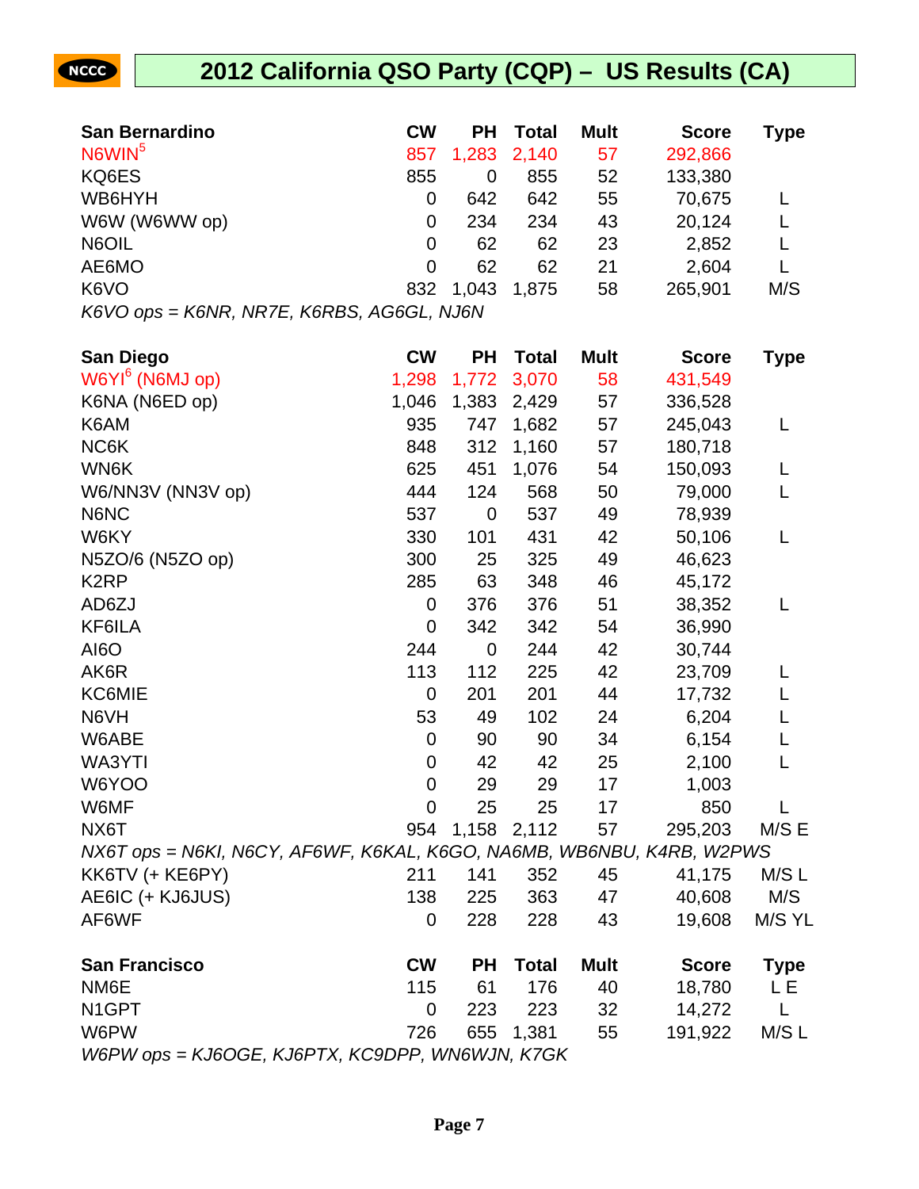# 2012 California QSO Party (CQP) – US Results (CA)

| San Bernardino | CW | PH | Total | Mult | Score | Type |
|---|---|---|---|---|---|---|
| N6WIN[5] | 857 | 1,283 | 2,140 | 57 | 292,866 | |
| KQ6ES | 855 | 0 | 855 | 52 | 133,380 | |
| WB6HYH | 0 | 642 | 642 | 55 | 70,675 | L |
| W6W (W6WW op) | 0 | 234 | 234 | 43 | 20,124 | L |
| N6OIL | 0 | 62 | 62 | 23 | 2,852 | L |
| AE6MO | 0 | 62 | 62 | 21 | 2,604 | L |
| K6VO | 832 | 1,043 | 1,875 | 58 | 265,901 | M/S |

*K6VO ops = K6NR, NR7E, K6RBS, AG6GL, NJ6N*

| San Diego | CW | PH | Total | Mult | Score | Type |
|---|---|---|---|---|---|---|
| W6YI[6] (N6MJ op) | 1,298 | 1,772 | 3,070 | 58 | 431,549 | |
| K6NA (N6ED op) | 1,046 | 1,383 | 2,429 | 57 | 336,528 | |
| K6AM | 935 | 747 | 1,682 | 57 | 245,043 | L |
| NC6K | 848 | 312 | 1,160 | 57 | 180,718 | |
| WN6K | 625 | 451 | 1,076 | 54 | 150,093 | L |
| W6/NN3V (NN3V op) | 444 | 124 | 568 | 50 | 79,000 | L |
| N6NC | 537 | 0 | 537 | 49 | 78,939 | |
| W6KY | 330 | 101 | 431 | 42 | 50,106 | L |
| N5ZO/6 (N5ZO op) | 300 | 25 | 325 | 49 | 46,623 | |
| K2RP | 285 | 63 | 348 | 46 | 45,172 | |
| AD6ZJ | 0 | 376 | 376 | 51 | 38,352 | L |
| KF6ILA | 0 | 342 | 342 | 54 | 36,990 | |
| AI6O | 244 | 0 | 244 | 42 | 30,744 | |
| AK6R | 113 | 112 | 225 | 42 | 23,709 | L |
| KC6MIE | 0 | 201 | 201 | 44 | 17,732 | L |
| N6VH | 53 | 49 | 102 | 24 | 6,204 | L |
| W6ABE | 0 | 90 | 90 | 34 | 6,154 | L |
| WA3YTI | 0 | 42 | 42 | 25 | 2,100 | L |
| W6YOO | 0 | 29 | 29 | 17 | 1,003 | |
| W6MF | 0 | 25 | 25 | 17 | 850 | L |
| NX6T | 954 | 1,158 | 2,112 | 57 | 295,203 | M/S E |

*NX6T ops = N6KI, N6CY, AF6WF, K6KAL, K6GO, NA6MB, WB6NBU, K4RB, W2PWS*

| | CW | PH | Total | Mult | Score | Type |
|---|---|---|---|---|---|---|
| KK6TV (+ KE6PY) | 211 | 141 | 352 | 45 | 41,175 | M/S L |
| AE6IC (+ KJ6JUS) | 138 | 225 | 363 | 47 | 40,608 | M/S |
| AF6WF | 0 | 228 | 228 | 43 | 19,608 | M/S YL |

| San Francisco | CW | PH | Total | Mult | Score | Type |
|---|---|---|---|---|---|---|
| NM6E | 115 | 61 | 176 | 40 | 18,780 | L E |
| N1GPT | 0 | 223 | 223 | 32 | 14,272 | L |
| W6PW | 726 | 655 | 1,381 | 55 | 191,922 | M/S L |

*W6PW ops = KJ6OGE, KJ6PTX, KC9DPP, WN6WJN, K7GK*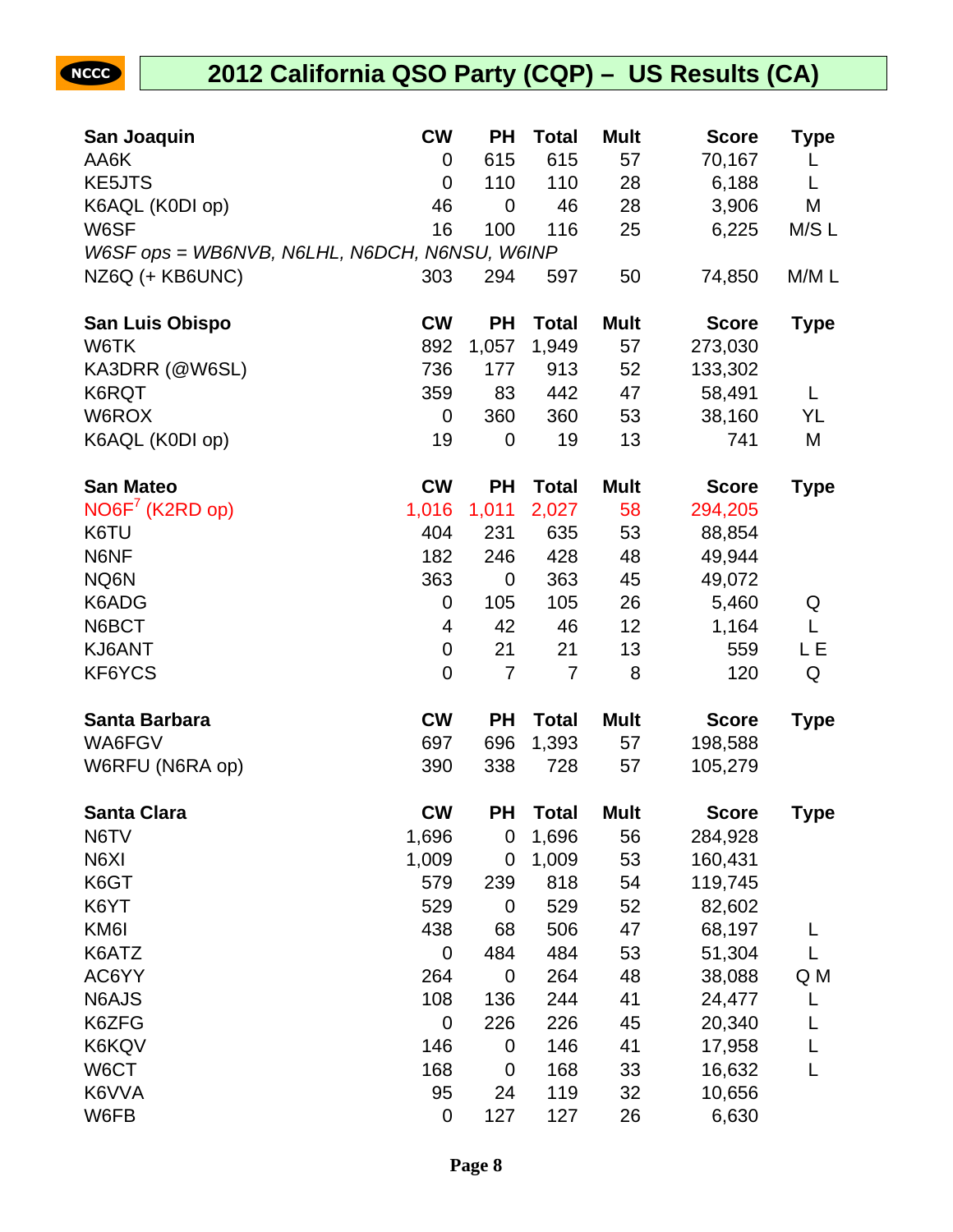# 2012 California QSO Party (CQP) – US Results (CA)

| San Joaquin | CW | PH | Total | Mult | Score | Type |
|---|---|---|---|---|---|---|
| AA6K | 0 | 615 | 615 | 57 | 70,167 | L |
| KE5JTS | 0 | 110 | 110 | 28 | 6,188 | L |
| K6AQL (K0DI op) | 46 | 0 | 46 | 28 | 3,906 | M |
| W6SF | 16 | 100 | 116 | 25 | 6,225 | M/S L |
| *W6SF ops = WB6NVB, N6LHL, N6DCH, N6NSU, W6INP* | | | | | | |
| NZ6Q (+ KB6UNC) | 303 | 294 | 597 | 50 | 74,850 | M/M L |

| San Luis Obispo | CW | PH | Total | Mult | Score | Type |
|---|---|---|---|---|---|---|
| W6TK | 892 | 1,057 | 1,949 | 57 | 273,030 | |
| KA3DRR (@W6SL) | 736 | 177 | 913 | 52 | 133,302 | |
| K6RQT | 359 | 83 | 442 | 47 | 58,491 | L |
| W6ROX | 0 | 360 | 360 | 53 | 38,160 | YL |
| K6AQL (K0DI op) | 19 | 0 | 19 | 13 | 741 | M |

| San Mateo | CW | PH | Total | Mult | Score | Type |
|---|---|---|---|---|---|---|
| NO6F[7] (K2RD op) | 1,016 | 1,011 | 2,027 | 58 | 294,205 | |
| K6TU | 404 | 231 | 635 | 53 | 88,854 | |
| N6NF | 182 | 246 | 428 | 48 | 49,944 | |
| NQ6N | 363 | 0 | 363 | 45 | 49,072 | |
| K6ADG | 0 | 105 | 105 | 26 | 5,460 | Q |
| N6BCT | 4 | 42 | 46 | 12 | 1,164 | L |
| KJ6ANT | 0 | 21 | 21 | 13 | 559 | L E |
| KF6YCS | 0 | 7 | 7 | 8 | 120 | Q |

| Santa Barbara | CW | PH | Total | Mult | Score | Type |
|---|---|---|---|---|---|---|
| WA6FGV | 697 | 696 | 1,393 | 57 | 198,588 | |
| W6RFU (N6RA op) | 390 | 338 | 728 | 57 | 105,279 | |

| Santa Clara | CW | PH | Total | Mult | Score | Type |
|---|---|---|---|---|---|---|
| N6TV | 1,696 | 0 | 1,696 | 56 | 284,928 | |
| N6XI | 1,009 | 0 | 1,009 | 53 | 160,431 | |
| K6GT | 579 | 239 | 818 | 54 | 119,745 | |
| K6YT | 529 | 0 | 529 | 52 | 82,602 | |
| KM6I | 438 | 68 | 506 | 47 | 68,197 | L |
| K6ATZ | 0 | 484 | 484 | 53 | 51,304 | L |
| AC6YY | 264 | 0 | 264 | 48 | 38,088 | Q M |
| N6AJS | 108 | 136 | 244 | 41 | 24,477 | L |
| K6ZFG | 0 | 226 | 226 | 45 | 20,340 | L |
| K6KQV | 146 | 0 | 146 | 41 | 17,958 | L |
| W6CT | 168 | 0 | 168 | 33 | 16,632 | L |
| K6VVA | 95 | 24 | 119 | 32 | 10,656 | |
| W6FB | 0 | 127 | 127 | 26 | 6,630 | |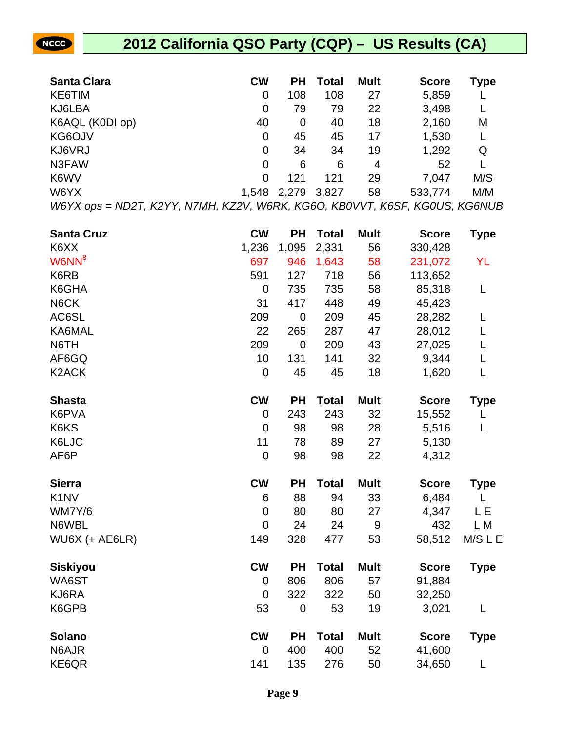# 2012 California QSO Party (CQP) – US Results (CA)

| Santa Clara | CW | PH | Total | Mult | Score | Type |
|---|---|---|---|---|---|---|
| KE6TIM | 0 | 108 | 108 | 27 | 5,859 | L |
| KJ6LBA | 0 | 79 | 79 | 22 | 3,498 | L |
| K6AQL (K0DI op) | 40 | 0 | 40 | 18 | 2,160 | M |
| KG6OJV | 0 | 45 | 45 | 17 | 1,530 | L |
| KJ6VRJ | 0 | 34 | 34 | 19 | 1,292 | Q |
| N3FAW | 0 | 6 | 6 | 4 | 52 | L |
| K6WV | 0 | 121 | 121 | 29 | 7,047 | M/S |
| W6YX | 1,548 | 2,279 | 3,827 | 58 | 533,774 | M/M |

*W6YX ops = ND2T, K2YY, N7MH, KZ2V, W6RK, KG6O, KB0VVT, K6SF, KG0US, KG6NUB*

| Santa Cruz | CW | PH | Total | Mult | Score | Type |
|---|---|---|---|---|---|---|
| K6XX | 1,236 | 1,095 | 2,331 | 56 | 330,428 | |
| W6NN[8] | 697 | 946 | 1,643 | 58 | 231,072 | YL |
| K6RB | 591 | 127 | 718 | 56 | 113,652 | |
| K6GHA | 0 | 735 | 735 | 58 | 85,318 | L |
| N6CK | 31 | 417 | 448 | 49 | 45,423 | |
| AC6SL | 209 | 0 | 209 | 45 | 28,282 | L |
| KA6MAL | 22 | 265 | 287 | 47 | 28,012 | L |
| N6TH | 209 | 0 | 209 | 43 | 27,025 | L |
| AF6GQ | 10 | 131 | 141 | 32 | 9,344 | L |
| K2ACK | 0 | 45 | 45 | 18 | 1,620 | L |

| Shasta | CW | PH | Total | Mult | Score | Type |
|---|---|---|---|---|---|---|
| K6PVA | 0 | 243 | 243 | 32 | 15,552 | L |
| K6KS | 0 | 98 | 98 | 28 | 5,516 | L |
| K6LJC | 11 | 78 | 89 | 27 | 5,130 | |
| AF6P | 0 | 98 | 98 | 22 | 4,312 | |

| Sierra | CW | PH | Total | Mult | Score | Type |
|---|---|---|---|---|---|---|
| K1NV | 6 | 88 | 94 | 33 | 6,484 | L |
| WM7Y/6 | 0 | 80 | 80 | 27 | 4,347 | L E |
| N6WBL | 0 | 24 | 24 | 9 | 432 | L M |
| WU6X (+ AE6LR) | 149 | 328 | 477 | 53 | 58,512 | M/S L E |

| Siskiyou | CW | PH | Total | Mult | Score | Type |
|---|---|---|---|---|---|---|
| WA6ST | 0 | 806 | 806 | 57 | 91,884 | |
| KJ6RA | 0 | 322 | 322 | 50 | 32,250 | |
| K6GPB | 53 | 0 | 53 | 19 | 3,021 | L |

| Solano | CW | PH | Total | Mult | Score | Type |
|---|---|---|---|---|---|---|
| N6AJR | 0 | 400 | 400 | 52 | 41,600 | |
| KE6QR | 141 | 135 | 276 | 50 | 34,650 | L |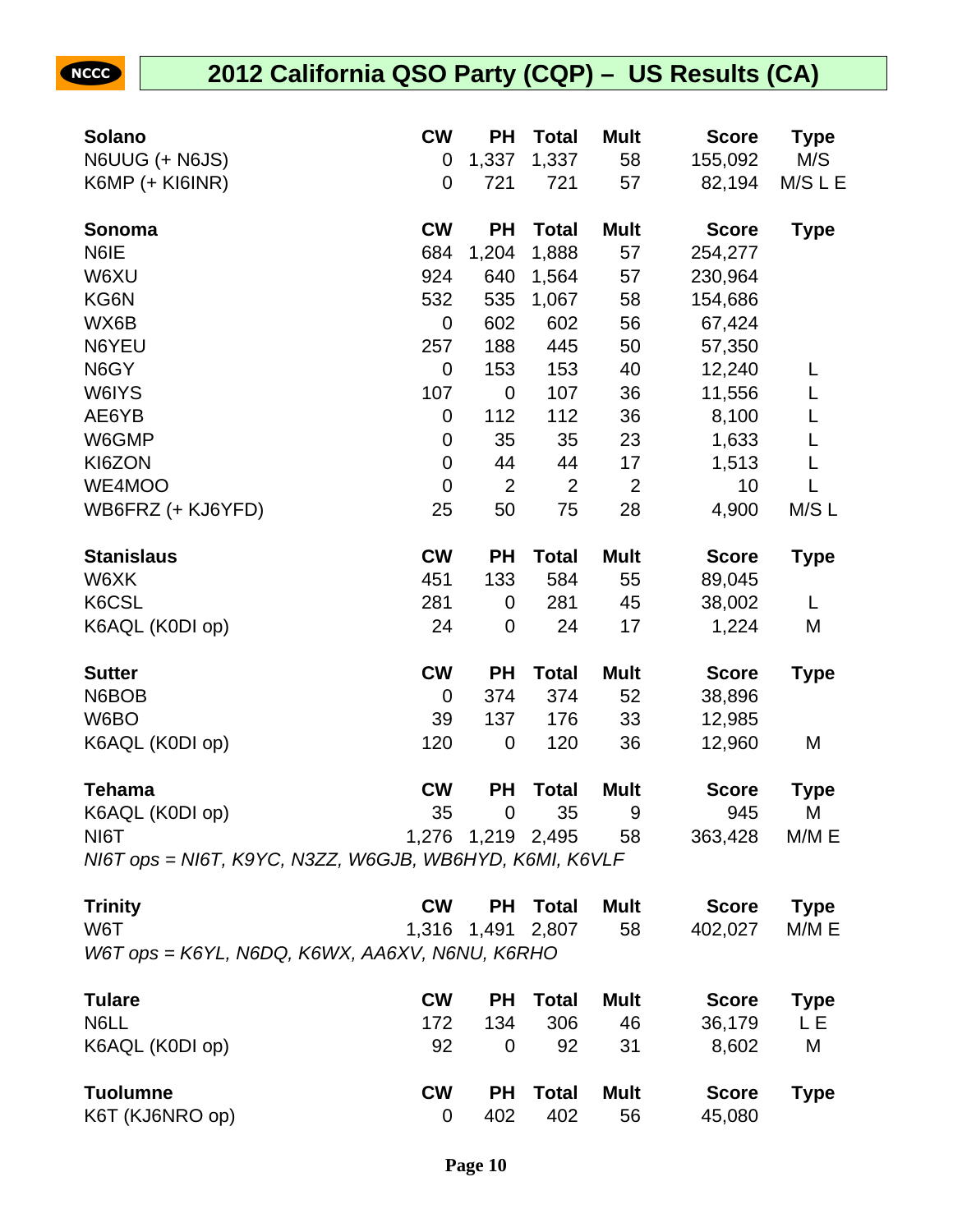## 2012 California QSO Party (CQP) – US Results (CA)

| Solano | CW | PH | Total | Mult | Score | Type |
|---|---|---|---|---|---|---|
| N6UUG (+ N6JS) | 0 | 1,337 | 1,337 | 58 | 155,092 | M/S |
| K6MP (+ KI6INR) | 0 | 721 | 721 | 57 | 82,194 | M/S L E |

| Sonoma | CW | PH | Total | Mult | Score | Type |
|---|---|---|---|---|---|---|
| N6IE | 684 | 1,204 | 1,888 | 57 | 254,277 | |
| W6XU | 924 | 640 | 1,564 | 57 | 230,964 | |
| KG6N | 532 | 535 | 1,067 | 58 | 154,686 | |
| WX6B | 0 | 602 | 602 | 56 | 67,424 | |
| N6YEU | 257 | 188 | 445 | 50 | 57,350 | |
| N6GY | 0 | 153 | 153 | 40 | 12,240 | L |
| W6IYS | 107 | 0 | 107 | 36 | 11,556 | L |
| AE6YB | 0 | 112 | 112 | 36 | 8,100 | L |
| W6GMP | 0 | 35 | 35 | 23 | 1,633 | L |
| KI6ZON | 0 | 44 | 44 | 17 | 1,513 | L |
| WE4MOO | 0 | 2 | 2 | 2 | 10 | L |
| WB6FRZ (+ KJ6YFD) | 25 | 50 | 75 | 28 | 4,900 | M/S L |

| Stanislaus | CW | PH | Total | Mult | Score | Type |
|---|---|---|---|---|---|---|
| W6XK | 451 | 133 | 584 | 55 | 89,045 | |
| K6CSL | 281 | 0 | 281 | 45 | 38,002 | L |
| K6AQL (K0DI op) | 24 | 0 | 24 | 17 | 1,224 | M |

| Sutter | CW | PH | Total | Mult | Score | Type |
|---|---|---|---|---|---|---|
| N6BOB | 0 | 374 | 374 | 52 | 38,896 | |
| W6BO | 39 | 137 | 176 | 33 | 12,985 | |
| K6AQL (K0DI op) | 120 | 0 | 120 | 36 | 12,960 | M |

| Tehama | CW | PH | Total | Mult | Score | Type |
|---|---|---|---|---|---|---|
| K6AQL (K0DI op) | 35 | 0 | 35 | 9 | 945 | M |
| NI6T | 1,276 | 1,219 | 2,495 | 58 | 363,428 | M/M E |

*NI6T ops = NI6T, K9YC, N3ZZ, W6GJB, WB6HYD, K6MI, K6VLF*

| Trinity | CW | PH | Total | Mult | Score | Type |
|---|---|---|---|---|---|---|
| W6T | 1,316 | 1,491 | 2,807 | 58 | 402,027 | M/M E |

*W6T ops = K6YL, N6DQ, K6WX, AA6XV, N6NU, K6RHO*

| Tulare | CW | PH | Total | Mult | Score | Type |
|---|---|---|---|---|---|---|
| N6LL | 172 | 134 | 306 | 46 | 36,179 | L E |
| K6AQL (K0DI op) | 92 | 0 | 92 | 31 | 8,602 | M |

| Tuolumne | CW | PH | Total | Mult | Score | Type |
|---|---|---|---|---|---|---|
| K6T (KJ6NRO op) | 0 | 402 | 402 | 56 | 45,080 | |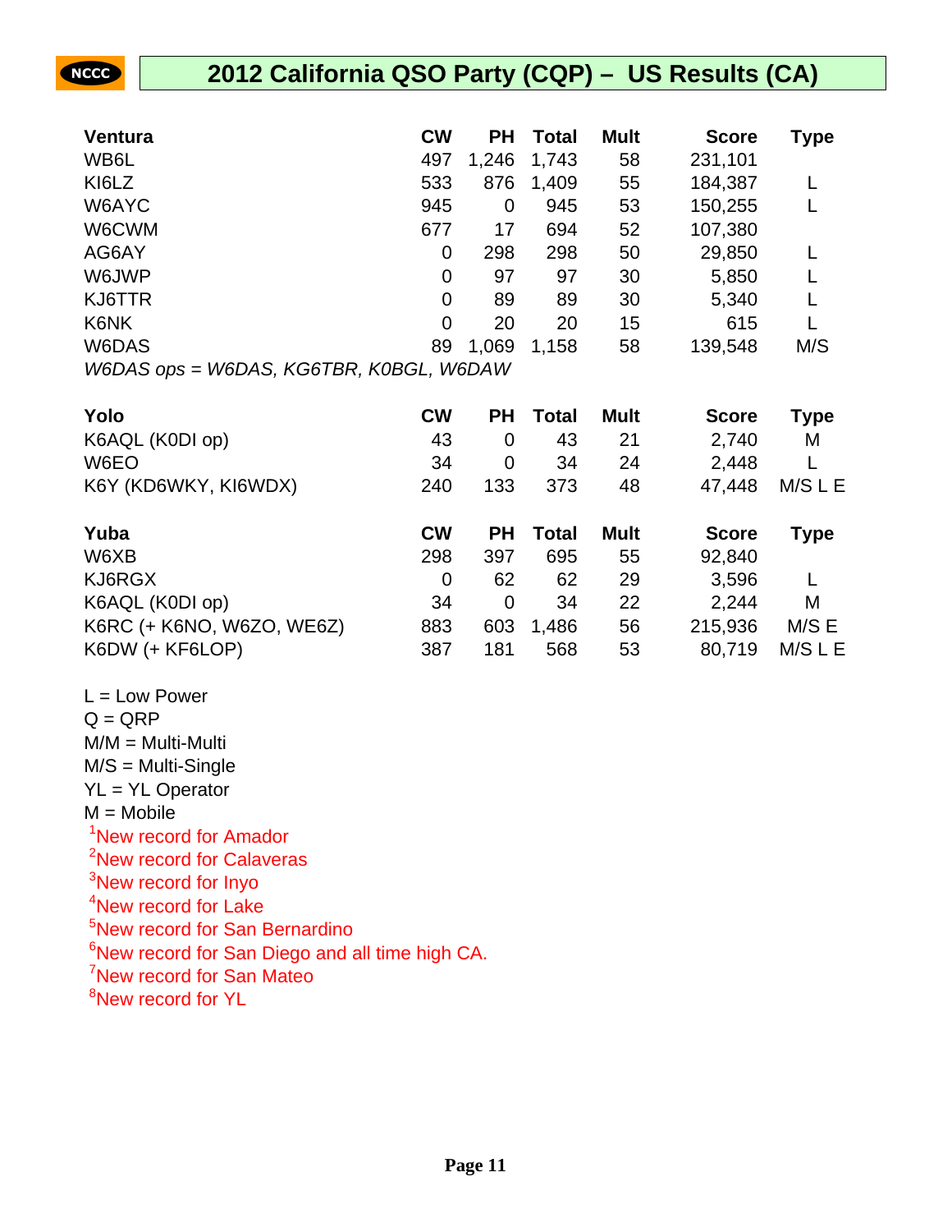# 2012 California QSO Party (CQP) – US Results (CA)

| Ventura | CW | PH | Total | Mult | Score | Type |
|---|---|---|---|---|---|---|
| WB6L | 497 | 1,246 | 1,743 | 58 | 231,101 | |
| KI6LZ | 533 | 876 | 1,409 | 55 | 184,387 | L |
| W6AYC | 945 | 0 | 945 | 53 | 150,255 | L |
| W6CWM | 677 | 17 | 694 | 52 | 107,380 | |
| AG6AY | 0 | 298 | 298 | 50 | 29,850 | L |
| W6JWP | 0 | 97 | 97 | 30 | 5,850 | L |
| KJ6TTR | 0 | 89 | 89 | 30 | 5,340 | L |
| K6NK | 0 | 20 | 20 | 15 | 615 | L |
| W6DAS | 89 | 1,069 | 1,158 | 58 | 139,548 | M/S |

*W6DAS ops = W6DAS, KG6TBR, K0BGL, W6DAW*

| Yolo | CW | PH | Total | Mult | Score | Type |
|---|---|---|---|---|---|---|
| K6AQL (K0DI op) | 43 | 0 | 43 | 21 | 2,740 | M |
| W6EO | 34 | 0 | 34 | 24 | 2,448 | L |
| K6Y (KD6WKY, KI6WDX) | 240 | 133 | 373 | 48 | 47,448 | M/S L E |

| Yuba | CW | PH | Total | Mult | Score | Type |
|---|---|---|---|---|---|---|
| W6XB | 298 | 397 | 695 | 55 | 92,840 | |
| KJ6RGX | 0 | 62 | 62 | 29 | 3,596 | L |
| K6AQL (K0DI op) | 34 | 0 | 34 | 22 | 2,244 | M |
| K6RC (+ K6NO, W6ZO, WE6Z) | 883 | 603 | 1,486 | 56 | 215,936 | M/S E |
| K6DW (+ KF6LOP) | 387 | 181 | 568 | 53 | 80,719 | M/S L E |

L = Low Power
Q = QRP
M/M = Multi-Multi
M/S = Multi-Single
YL = YL Operator
M = Mobile
[1]New record for Amador
[2]New record for Calaveras
[3]New record for Inyo
[4]New record for Lake
[5]New record for San Bernardino
[6]New record for San Diego and all time high CA.
[7]New record for San Mateo
[8]New record for YL